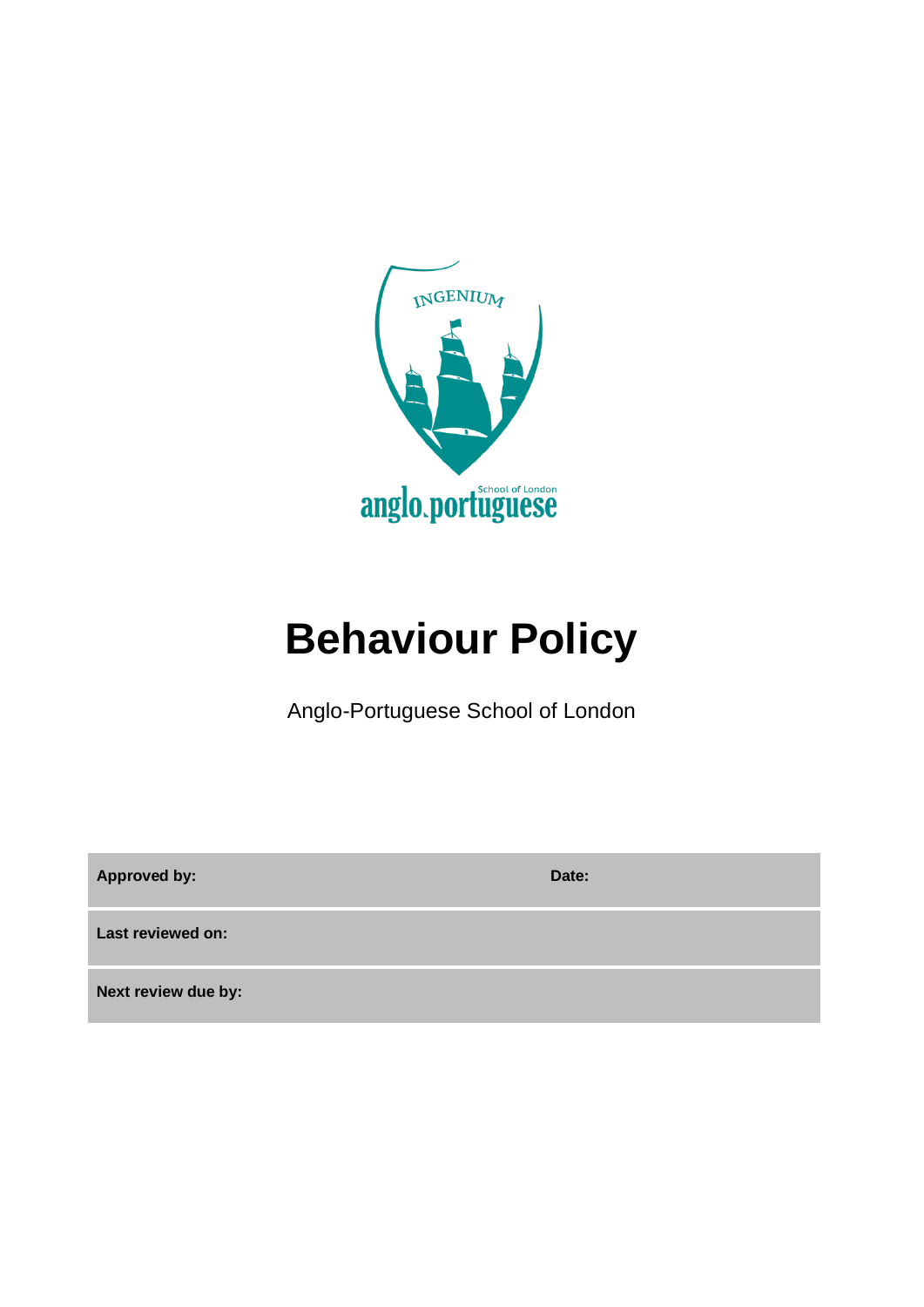# Behaviour Policy

Anglo-Portuguese School of London

| Approved by: | Date: |
|---|---|
| Last reviewed on: | |
| Next review due by: | |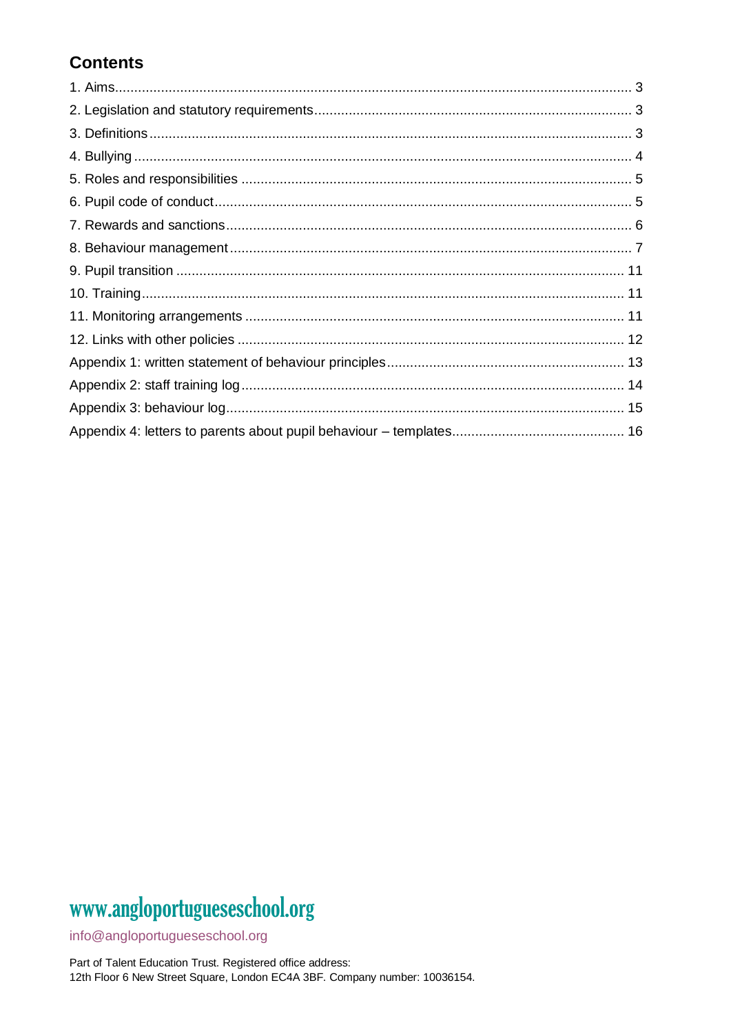## Contents

1. Aims ... 3
2. Legislation and statutory requirements ... 3
3. Definitions ... 3
4. Bullying ... 4
5. Roles and responsibilities ... 5
6. Pupil code of conduct ... 5
7. Rewards and sanctions ... 6
8. Behaviour management ... 7
9. Pupil transition ... 11
10. Training ... 11
11. Monitoring arrangements ... 11
12. Links with other policies ... 12

Appendix 1: written statement of behaviour principles ... 13
Appendix 2: staff training log ... 14
Appendix 3: behaviour log ... 15
Appendix 4: letters to parents about pupil behaviour – templates ... 16

www.angloportugueseschool.org

info@angloportugueseschool.org

Part of Talent Education Trust. Registered office address:
12th Floor 6 New Street Square, London EC4A 3BF. Company number: 10036154.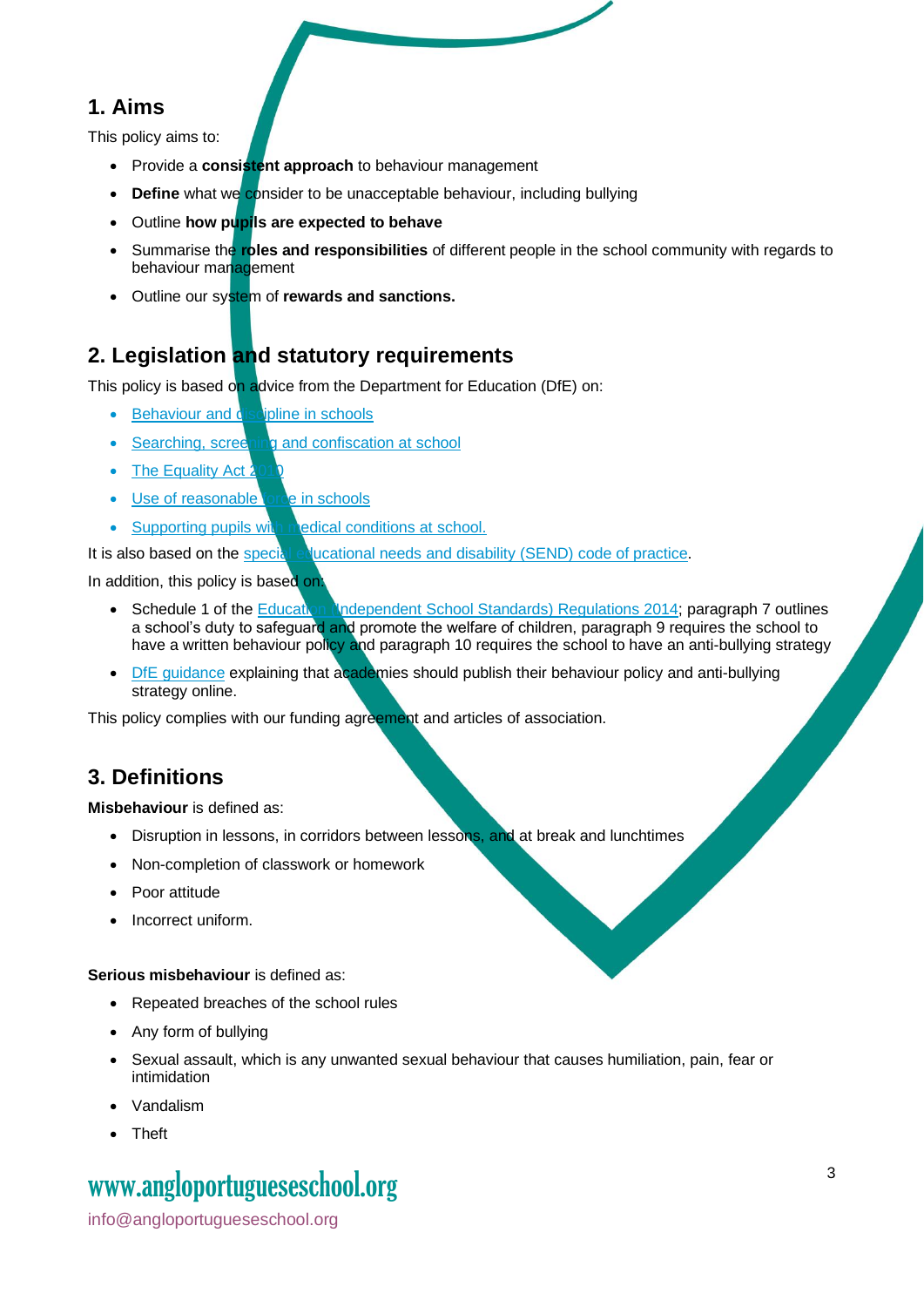## 1. Aims

This policy aims to:

- Provide a **consistent approach** to behaviour management
- **Define** what we consider to be unacceptable behaviour, including bullying
- Outline **how pupils are expected to behave**
- Summarise the **roles and responsibilities** of different people in the school community with regards to behaviour management
- Outline our system of **rewards and sanctions.**

## 2. Legislation and statutory requirements

This policy is based on advice from the Department for Education (DfE) on:

- Behaviour and discipline in schools
- Searching, screening and confiscation at school
- The Equality Act 2010
- Use of reasonable force in schools
- Supporting pupils with medical conditions at school.

It is also based on the special educational needs and disability (SEND) code of practice.

In addition, this policy is based on:

- Schedule 1 of the Education (Independent School Standards) Regulations 2014; paragraph 7 outlines a school's duty to safeguard and promote the welfare of children, paragraph 9 requires the school to have a written behaviour policy and paragraph 10 requires the school to have an anti-bullying strategy
- DfE guidance explaining that academies should publish their behaviour policy and anti-bullying strategy online.

This policy complies with our funding agreement and articles of association.

## 3. Definitions

**Misbehaviour** is defined as:

- Disruption in lessons, in corridors between lessons, and at break and lunchtimes
- Non-completion of classwork or homework
- Poor attitude
- Incorrect uniform.

**Serious misbehaviour** is defined as:

- Repeated breaches of the school rules
- Any form of bullying
- Sexual assault, which is any unwanted sexual behaviour that causes humiliation, pain, fear or intimidation
- Vandalism
- Theft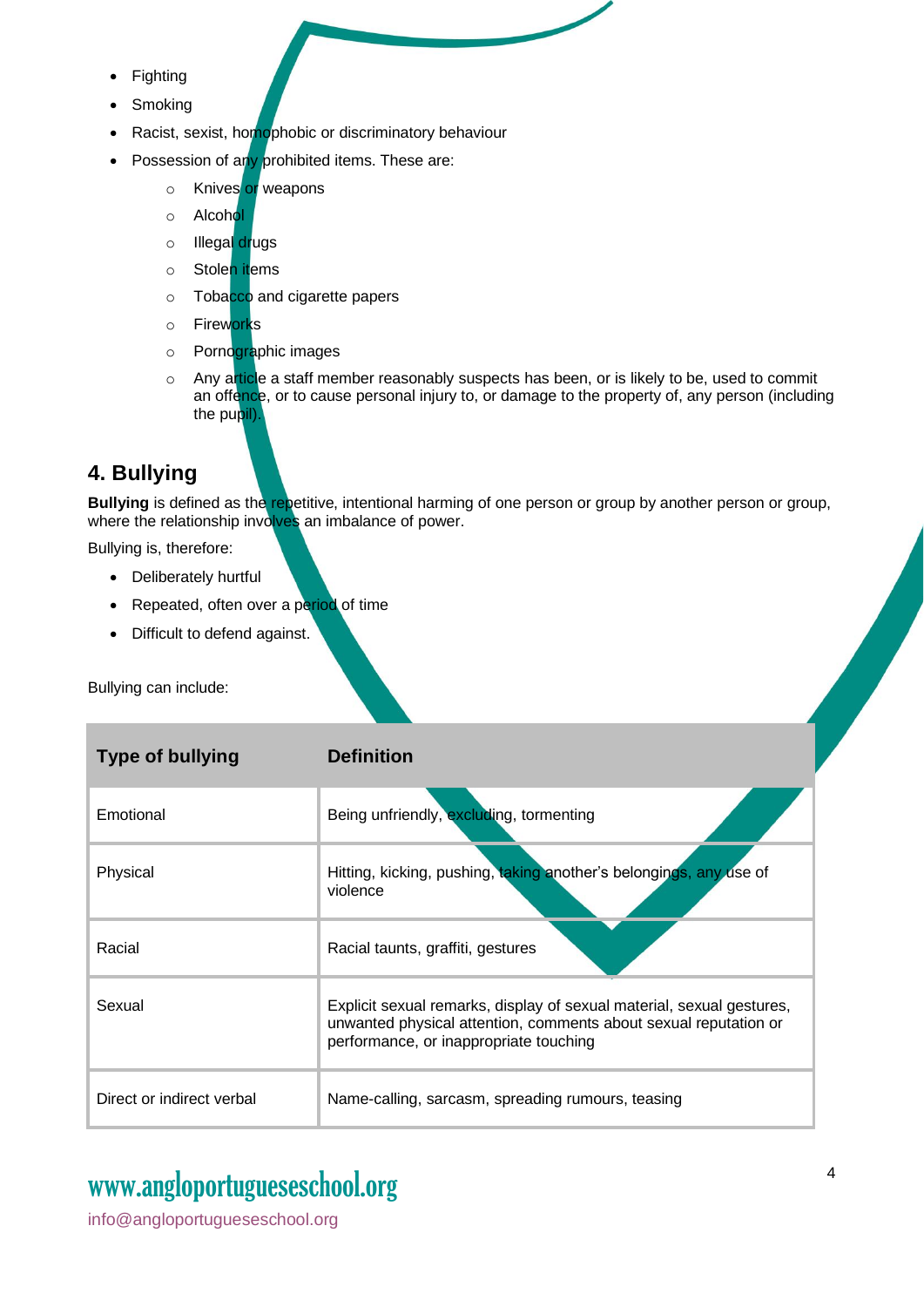- Fighting
- Smoking
- Racist, sexist, homophobic or discriminatory behaviour
- Possession of any prohibited items. These are:
  - Knives or weapons
  - Alcohol
  - Illegal drugs
  - Stolen items
  - Tobacco and cigarette papers
  - Fireworks
  - Pornographic images
  - Any article a staff member reasonably suspects has been, or is likely to be, used to commit an offence, or to cause personal injury to, or damage to the property of, any person (including the pupil).

## 4. Bullying

**Bullying** is defined as the repetitive, intentional harming of one person or group by another person or group, where the relationship involves an imbalance of power.

Bullying is, therefore:

- Deliberately hurtful
- Repeated, often over a period of time
- Difficult to defend against.

Bullying can include:

| Type of bullying | Definition |
|---|---|
| Emotional | Being unfriendly, excluding, tormenting |
| Physical | Hitting, kicking, pushing, taking another's belongings, any use of violence |
| Racial | Racial taunts, graffiti, gestures |
| Sexual | Explicit sexual remarks, display of sexual material, sexual gestures, unwanted physical attention, comments about sexual reputation or performance, or inappropriate touching |
| Direct or indirect verbal | Name-calling, sarcasm, spreading rumours, teasing |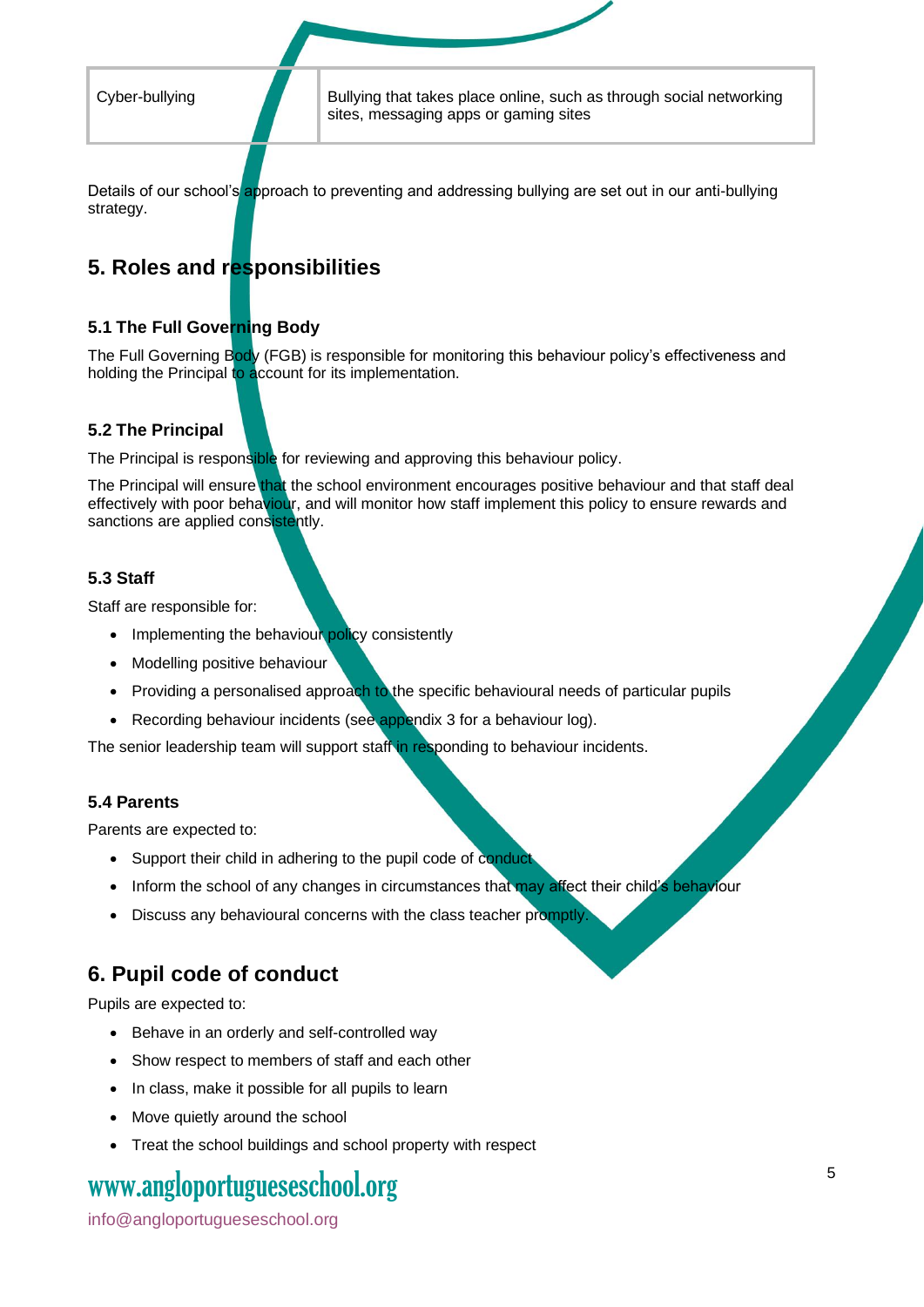| Cyber-bullying | Bullying that takes place online, such as through social networking sites, messaging apps or gaming sites |
|---|---|

Details of our school's approach to preventing and addressing bullying are set out in our anti-bullying strategy.

## 5. Roles and responsibilities

### 5.1 The Full Governing Body

The Full Governing Body (FGB) is responsible for monitoring this behaviour policy's effectiveness and holding the Principal to account for its implementation.

### 5.2 The Principal

The Principal is responsible for reviewing and approving this behaviour policy.

The Principal will ensure that the school environment encourages positive behaviour and that staff deal effectively with poor behaviour, and will monitor how staff implement this policy to ensure rewards and sanctions are applied consistently.

### 5.3 Staff

Staff are responsible for:

- Implementing the behaviour policy consistently
- Modelling positive behaviour
- Providing a personalised approach to the specific behavioural needs of particular pupils
- Recording behaviour incidents (see appendix 3 for a behaviour log).

The senior leadership team will support staff in responding to behaviour incidents.

### 5.4 Parents

Parents are expected to:

- Support their child in adhering to the pupil code of conduct
- Inform the school of any changes in circumstances that may affect their child's behaviour
- Discuss any behavioural concerns with the class teacher promptly.

## 6. Pupil code of conduct

Pupils are expected to:

- Behave in an orderly and self-controlled way
- Show respect to members of staff and each other
- In class, make it possible for all pupils to learn
- Move quietly around the school
- Treat the school buildings and school property with respect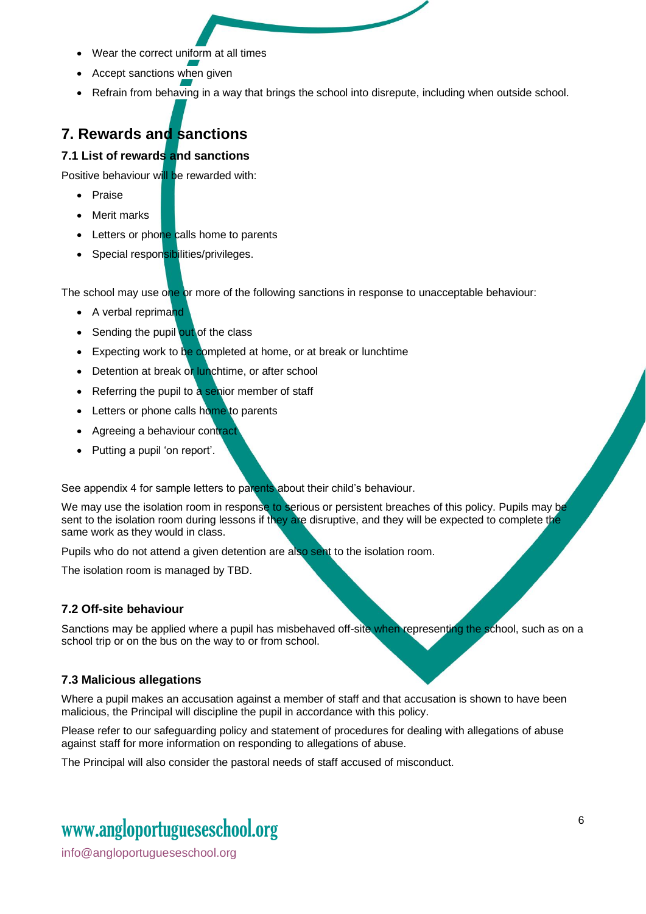- Wear the correct uniform at all times
- Accept sanctions when given
- Refrain from behaving in a way that brings the school into disrepute, including when outside school.

## 7. Rewards and sanctions

### 7.1 List of rewards and sanctions

Positive behaviour will be rewarded with:

- Praise
- Merit marks
- Letters or phone calls home to parents
- Special responsibilities/privileges.

The school may use one or more of the following sanctions in response to unacceptable behaviour:

- A verbal reprimand
- Sending the pupil out of the class
- Expecting work to be completed at home, or at break or lunchtime
- Detention at break or lunchtime, or after school
- Referring the pupil to a senior member of staff
- Letters or phone calls home to parents
- Agreeing a behaviour contract
- Putting a pupil 'on report'.

See appendix 4 for sample letters to parents about their child's behaviour.

We may use the isolation room in response to serious or persistent breaches of this policy. Pupils may be sent to the isolation room during lessons if they are disruptive, and they will be expected to complete the same work as they would in class.

Pupils who do not attend a given detention are also sent to the isolation room.

The isolation room is managed by TBD.

### 7.2 Off-site behaviour

Sanctions may be applied where a pupil has misbehaved off-site when representing the school, such as on a school trip or on the bus on the way to or from school.

### 7.3 Malicious allegations

Where a pupil makes an accusation against a member of staff and that accusation is shown to have been malicious, the Principal will discipline the pupil in accordance with this policy.

Please refer to our safeguarding policy and statement of procedures for dealing with allegations of abuse against staff for more information on responding to allegations of abuse.

The Principal will also consider the pastoral needs of staff accused of misconduct.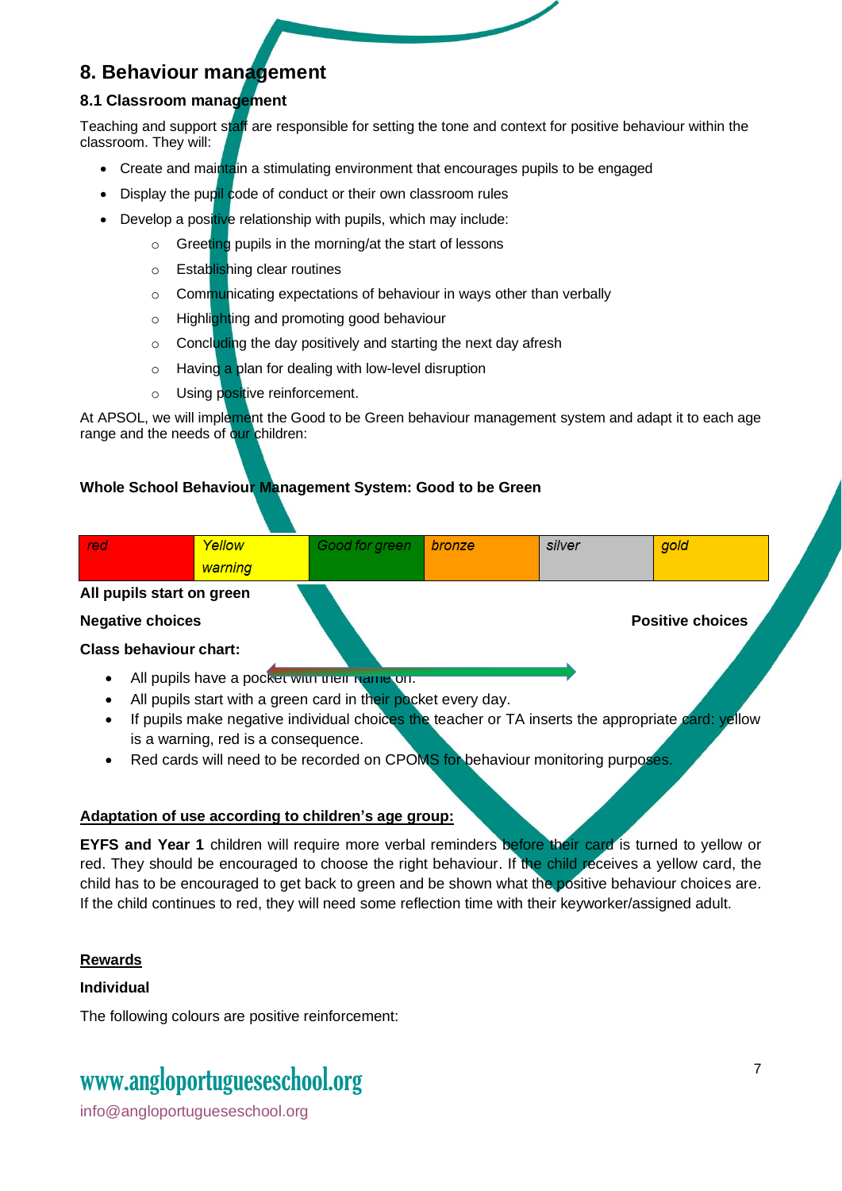## 8. Behaviour management

### 8.1 Classroom management

Teaching and support staff are responsible for setting the tone and context for positive behaviour within the classroom. They will:

- Create and maintain a stimulating environment that encourages pupils to be engaged
- Display the pupil code of conduct or their own classroom rules
- Develop a positive relationship with pupils, which may include:
  - Greeting pupils in the morning/at the start of lessons
  - Establishing clear routines
  - Communicating expectations of behaviour in ways other than verbally
  - Highlighting and promoting good behaviour
  - Concluding the day positively and starting the next day afresh
  - Having a plan for dealing with low-level disruption
  - Using positive reinforcement.

At APSOL, we will implement the Good to be Green behaviour management system and adapt it to each age range and the needs of our children:

**Whole School Behaviour Management System: Good to be Green**

| *red* | *Yellow warning* | *Good for green* | *bronze* | *silver* | *gold* |
|---|---|---|---|---|---|

**All pupils start on green**

**Negative choices** **Positive choices**

**Class behaviour chart:**

- All pupils have a pocket with their name on.
- All pupils start with a green card in their pocket every day.
- If pupils make negative individual choices the teacher or TA inserts the appropriate card: yellow is a warning, red is a consequence.
- Red cards will need to be recorded on CPOMS for behaviour monitoring purposes.

<u>**Adaptation of use according to children's age group:**</u>

**EYFS and Year 1** children will require more verbal reminders before their card is turned to yellow or red. They should be encouraged to choose the right behaviour. If the child receives a yellow card, the child has to be encouraged to get back to green and be shown what the positive behaviour choices are. If the child continues to red, they will need some reflection time with their keyworker/assigned adult.

<u>**Rewards**</u>

**Individual**

The following colours are positive reinforcement:

www.angloportugueseschool.org

info@angloportugueseschool.org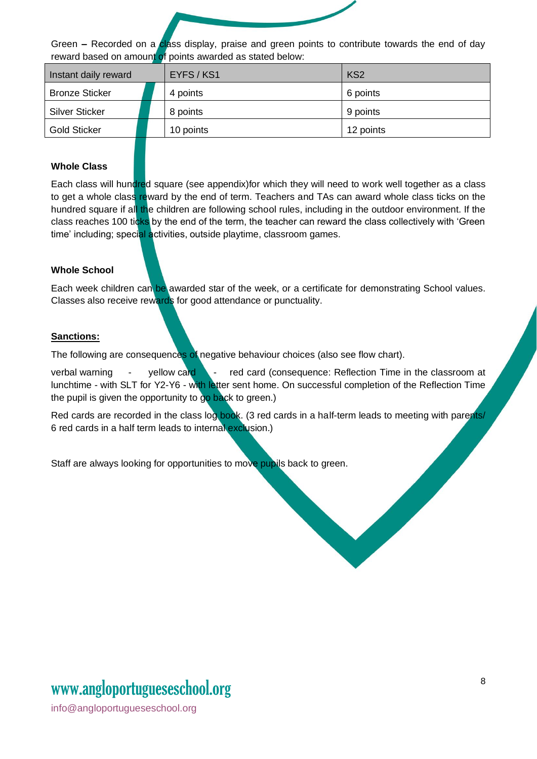Green **–** Recorded on a class display, praise and green points to contribute towards the end of day reward based on amount of points awarded as stated below:

| Instant daily reward | EYFS / KS1 | KS2 |
|---|---|---|
| Bronze Sticker | 4 points | 6 points |
| Silver Sticker | 8 points | 9 points |
| Gold Sticker | 10 points | 12 points |

**Whole Class**

Each class will hundred square (see appendix)for which they will need to work well together as a class to get a whole class reward by the end of term. Teachers and TAs can award whole class ticks on the hundred square if all the children are following school rules, including in the outdoor environment. If the class reaches 100 ticks by the end of the term, the teacher can reward the class collectively with 'Green time' including; special activities, outside playtime, classroom games.

**Whole School**

Each week children can be awarded star of the week, or a certificate for demonstrating School values. Classes also receive rewards for good attendance or punctuality.

**<u>Sanctions:</u>**

The following are consequences of negative behaviour choices (also see flow chart).

verbal warning - yellow card - red card (consequence: Reflection Time in the classroom at lunchtime - with SLT for Y2-Y6 - with letter sent home. On successful completion of the Reflection Time the pupil is given the opportunity to go back to green.)

Red cards are recorded in the class log book. (3 red cards in a half-term leads to meeting with parents/ 6 red cards in a half term leads to internal exclusion.)

Staff are always looking for opportunities to move pupils back to green.

www.angloportugueseschool.org

info@angloportugueseschool.org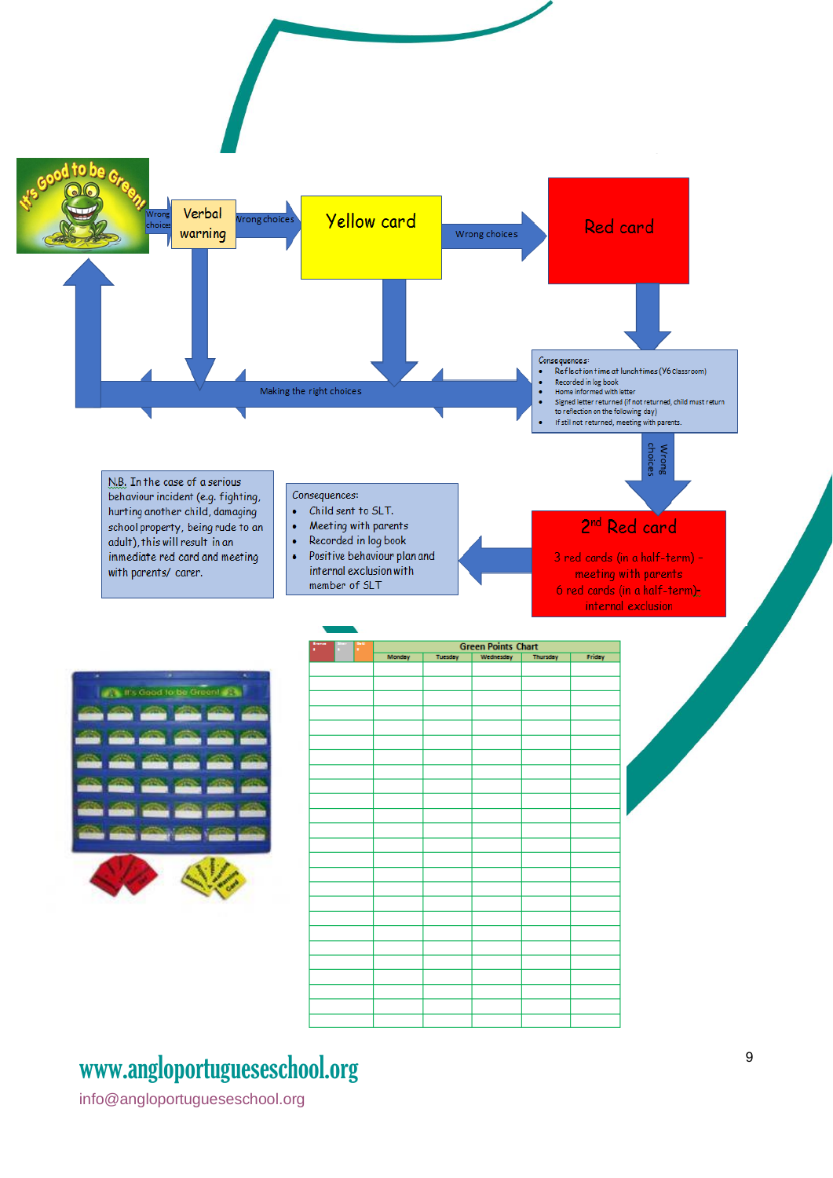It's Good to be Green!

Wrong choices → **Verbal warning** → Wrong choices → **Yellow card** → Wrong choices → **Red card**

Making the right choices

Consequences:

- Reflection time at lunchtimes (Y6 Classroom)
- Recorded in log book
- Home informed with letter
- Signed letter returned (if not returned, child must return to reflection on the following day)
- If still not returned, meeting with parents.

Wrong choices

**2nd Red card**

3 red cards (in a half-term) – meeting with parents
6 red cards (in a half-term) – internal exclusion

Consequences:

- Child sent to SLT.
- Meeting with parents
- Recorded in log book
- Positive behaviour plan and internal exclusion with member of SLT

N.B. In the case of a serious behaviour incident (e.g. fighting, hurting another child, damaging school property, being rude to an adult), this will result in an immediate red card and meeting with parents/ carer.

| Bronze | Silver | Gold | Green Points Chart | | | | |
|---|---|---|---|---|---|---|---|
| | | | Monday | Tuesday | Wednesday | Thursday | Friday |
| | | | | | | | |
| | | | | | | | |
| | | | | | | | |
| | | | | | | | |
| | | | | | | | |

www.angloportugueseschool.org
info@angloportugueseschool.org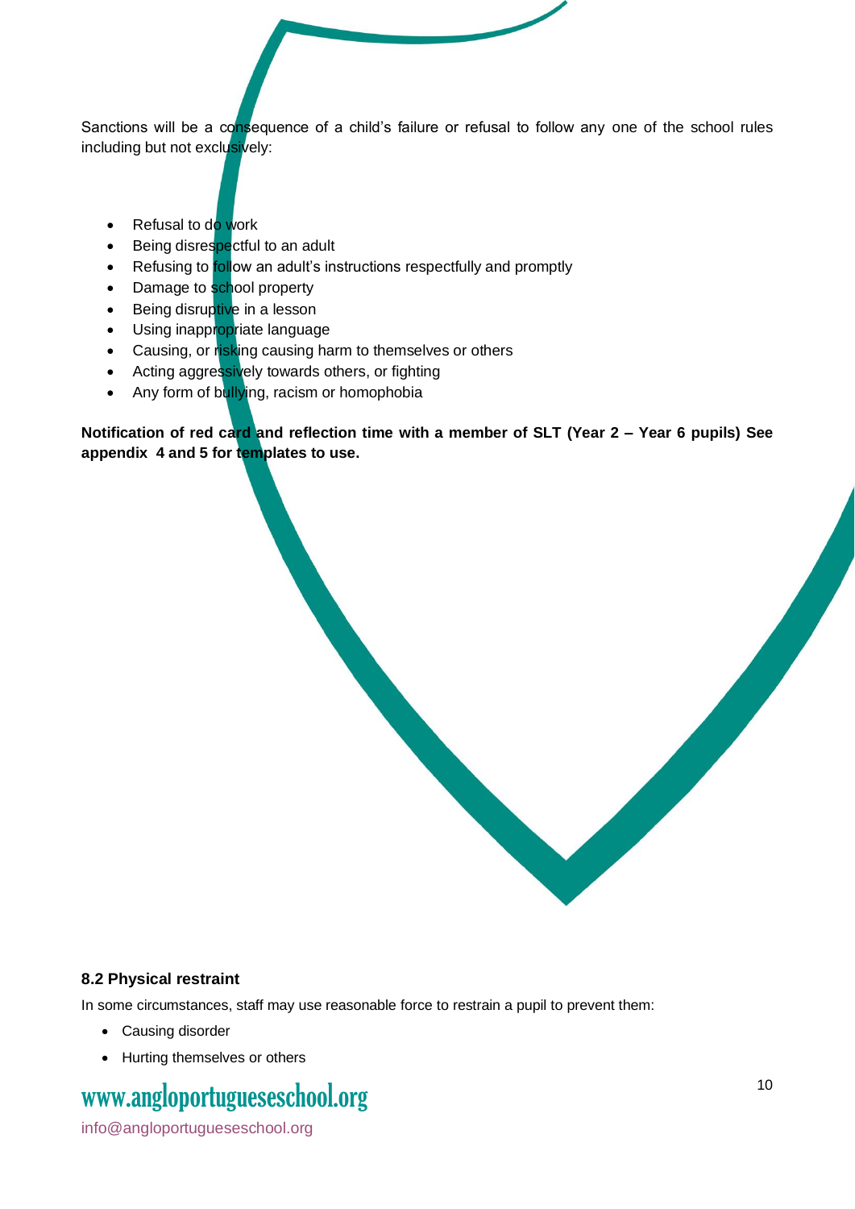Sanctions will be a consequence of a child's failure or refusal to follow any one of the school rules including but not exclusively:

- Refusal to do work
- Being disrespectful to an adult
- Refusing to follow an adult's instructions respectfully and promptly
- Damage to school property
- Being disruptive in a lesson
- Using inappropriate language
- Causing, or risking causing harm to themselves or others
- Acting aggressively towards others, or fighting
- Any form of bullying, racism or homophobia

**Notification of red card and reflection time with a member of SLT (Year 2 – Year 6 pupils) See appendix 4 and 5 for templates to use.**

### 8.2 Physical restraint

In some circumstances, staff may use reasonable force to restrain a pupil to prevent them:

- Causing disorder
- Hurting themselves or others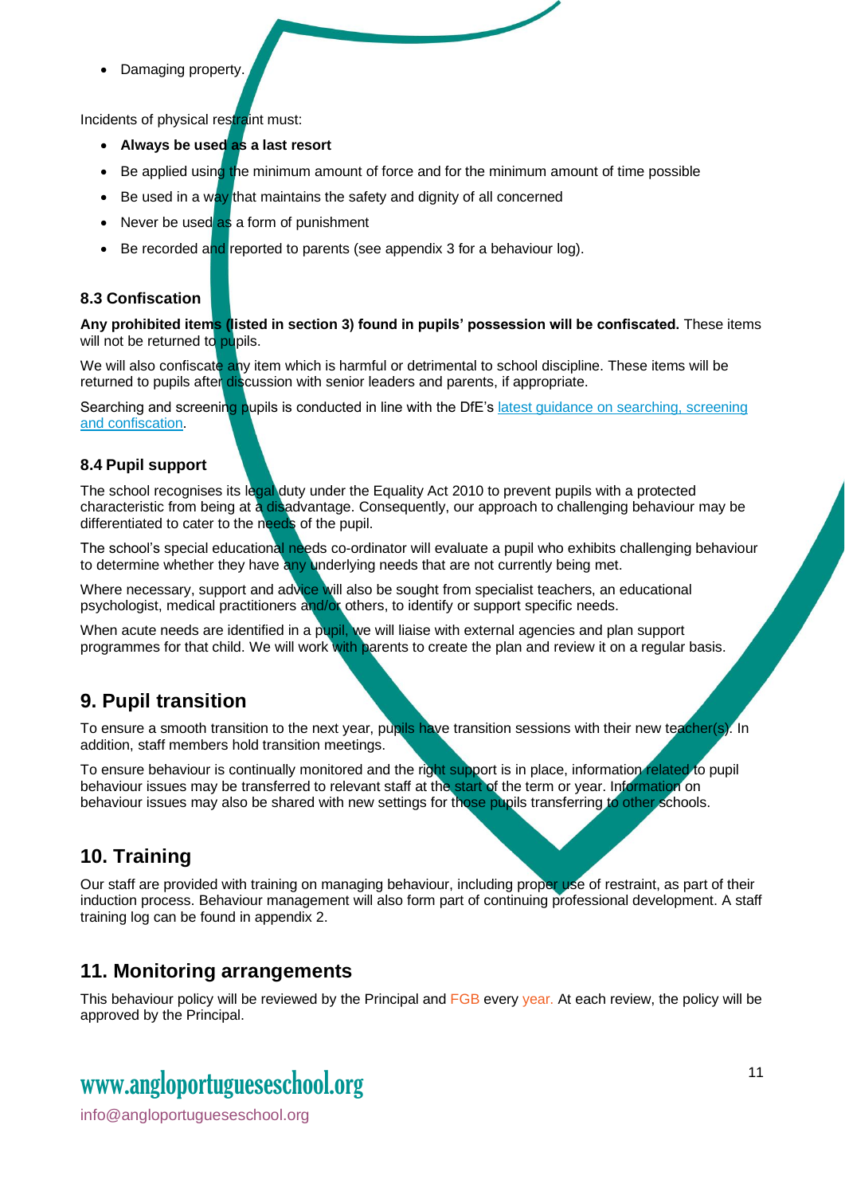- Damaging property.

Incidents of physical restraint must:

- **Always be used as a last resort**
- Be applied using the minimum amount of force and for the minimum amount of time possible
- Be used in a way that maintains the safety and dignity of all concerned
- Never be used as a form of punishment
- Be recorded and reported to parents (see appendix 3 for a behaviour log).

### 8.3 Confiscation

**Any prohibited items (listed in section 3) found in pupils' possession will be confiscated.** These items will not be returned to pupils.

We will also confiscate any item which is harmful or detrimental to school discipline. These items will be returned to pupils after discussion with senior leaders and parents, if appropriate.

Searching and screening pupils is conducted in line with the DfE's latest guidance on searching, screening and confiscation.

### 8.4 Pupil support

The school recognises its legal duty under the Equality Act 2010 to prevent pupils with a protected characteristic from being at a disadvantage. Consequently, our approach to challenging behaviour may be differentiated to cater to the needs of the pupil.

The school's special educational needs co-ordinator will evaluate a pupil who exhibits challenging behaviour to determine whether they have any underlying needs that are not currently being met.

Where necessary, support and advice will also be sought from specialist teachers, an educational psychologist, medical practitioners and/or others, to identify or support specific needs.

When acute needs are identified in a pupil, we will liaise with external agencies and plan support programmes for that child. We will work with parents to create the plan and review it on a regular basis.

## 9. Pupil transition

To ensure a smooth transition to the next year, pupils have transition sessions with their new teacher(s). In addition, staff members hold transition meetings.

To ensure behaviour is continually monitored and the right support is in place, information related to pupil behaviour issues may be transferred to relevant staff at the start of the term or year. Information on behaviour issues may also be shared with new settings for those pupils transferring to other schools.

## 10. Training

Our staff are provided with training on managing behaviour, including proper use of restraint, as part of their induction process. Behaviour management will also form part of continuing professional development. A staff training log can be found in appendix 2.

## 11. Monitoring arrangements

This behaviour policy will be reviewed by the Principal and FGB every year. At each review, the policy will be approved by the Principal.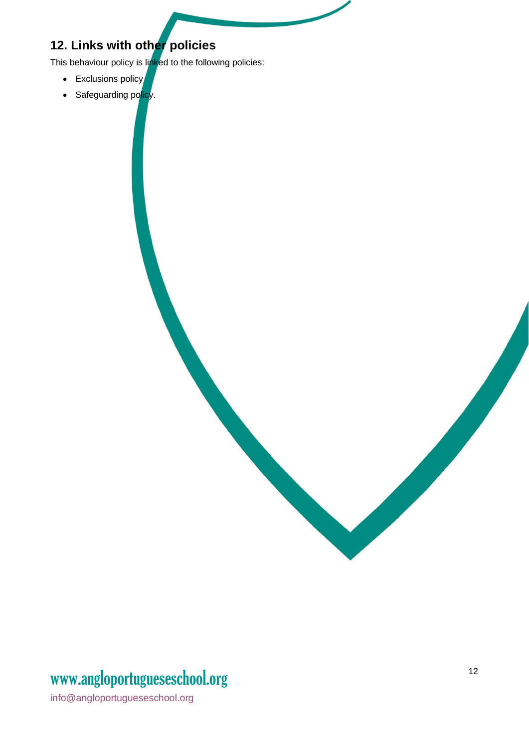## 12. Links with other policies

This behaviour policy is linked to the following policies:

- Exclusions policy
- Safeguarding policy.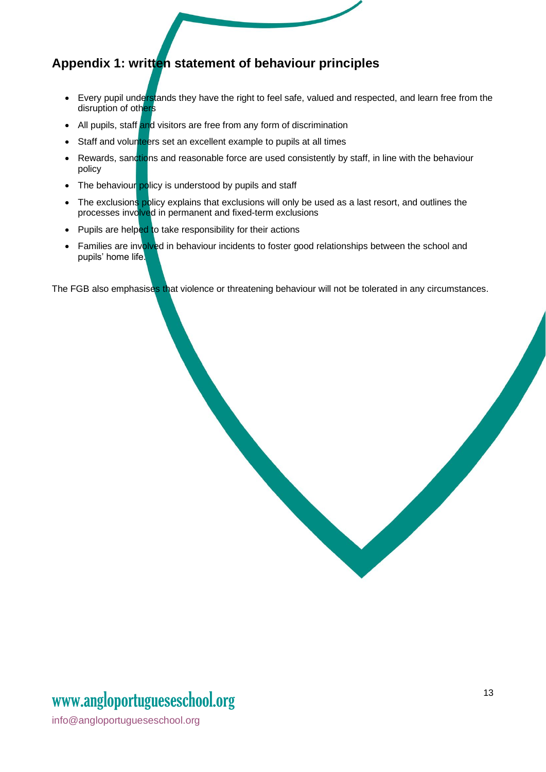## Appendix 1: written statement of behaviour principles

- Every pupil understands they have the right to feel safe, valued and respected, and learn free from the disruption of others
- All pupils, staff and visitors are free from any form of discrimination
- Staff and volunteers set an excellent example to pupils at all times
- Rewards, sanctions and reasonable force are used consistently by staff, in line with the behaviour policy
- The behaviour policy is understood by pupils and staff
- The exclusions policy explains that exclusions will only be used as a last resort, and outlines the processes involved in permanent and fixed-term exclusions
- Pupils are helped to take responsibility for their actions
- Families are involved in behaviour incidents to foster good relationships between the school and pupils' home life.

The FGB also emphasises that violence or threatening behaviour will not be tolerated in any circumstances.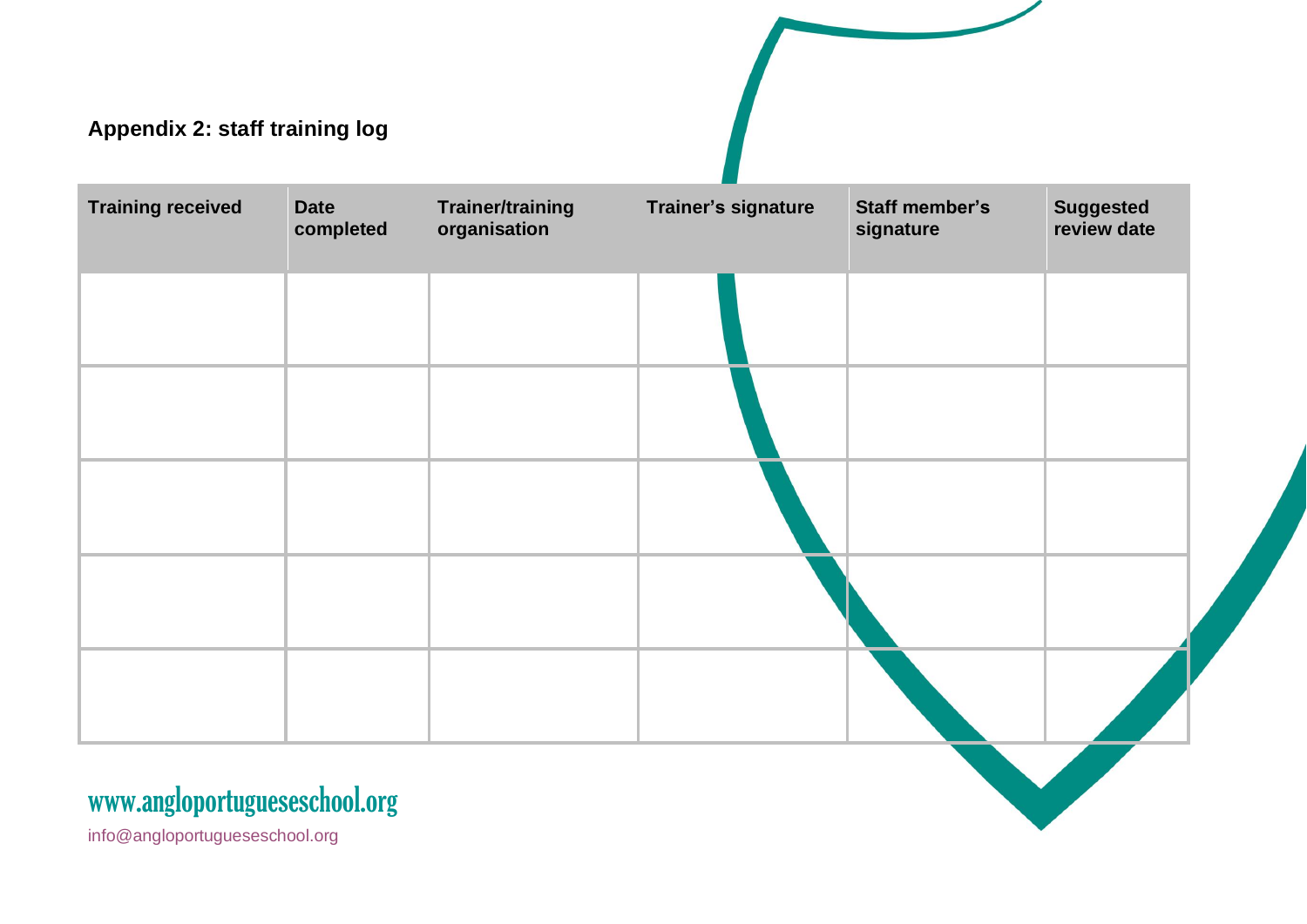**Appendix 2: staff training log**

| Training received | Date completed | Trainer/training organisation | Trainer's signature | Staff member's signature | Suggested review date |
|---|---|---|---|---|---|
| | | | | | |
| | | | | | |
| | | | | | |
| | | | | | |
| | | | | | |

www.angloportugueseschool.org

info@angloportugueseschool.org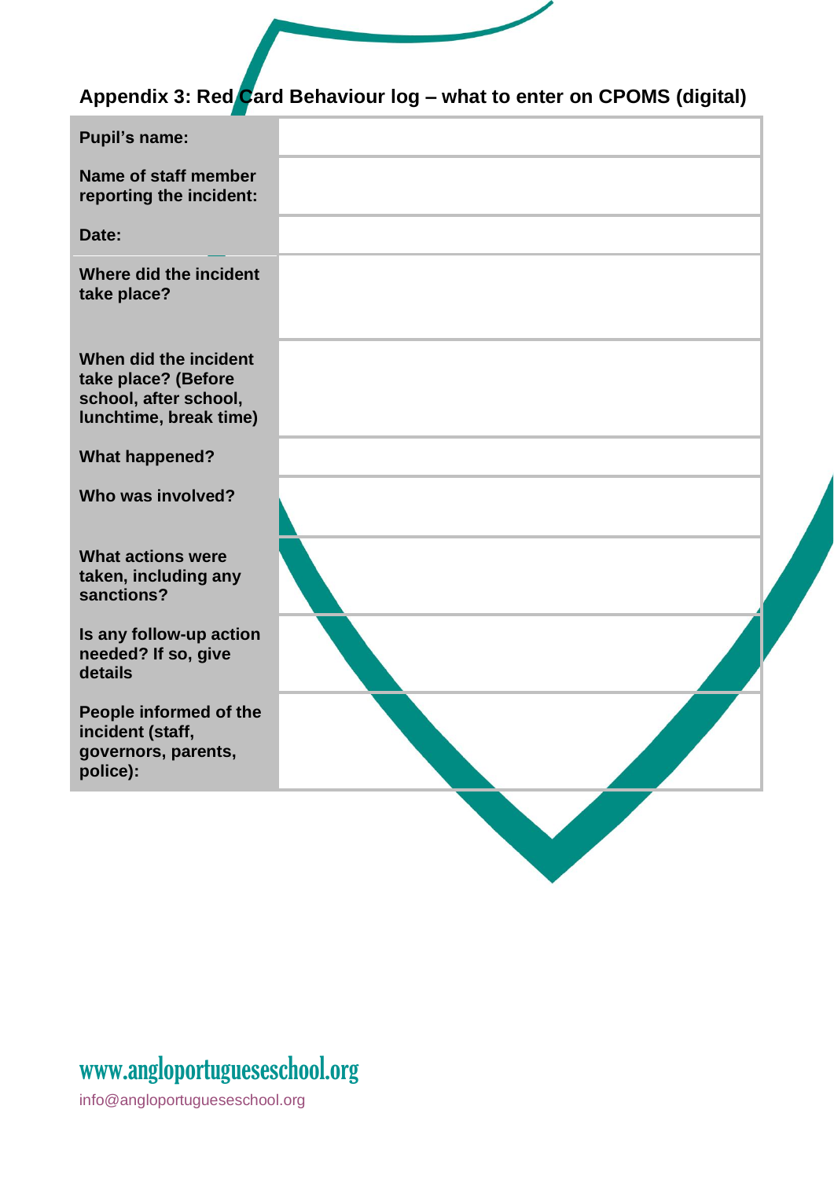## Appendix 3: Red Card Behaviour log – what to enter on CPOMS (digital)

| | |
|---|---|
| **Pupil's name:** | |
| **Name of staff member reporting the incident:** | |
| **Date:** | |
| **Where did the incident take place?** | |
| **When did the incident take place? (Before school, after school, lunchtime, break time)** | |
| **What happened?** | |
| **Who was involved?** | |
| **What actions were taken, including any sanctions?** | |
| **Is any follow-up action needed? If so, give details** | |
| **People informed of the incident (staff, governors, parents, police):** | |

www.angloportugueseschool.org

info@angloportugueseschool.org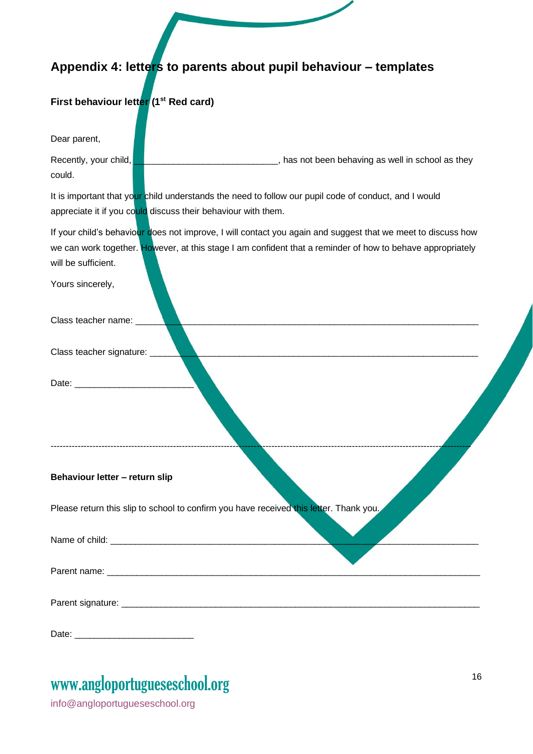## Appendix 4: letters to parents about pupil behaviour – templates

**First behaviour letter (1st Red card)**

Dear parent,

Recently, your child, ____________________________, has not been behaving as well in school as they could.

It is important that your child understands the need to follow our pupil code of conduct, and I would appreciate it if you could discuss their behaviour with them.

If your child's behaviour does not improve, I will contact you again and suggest that we meet to discuss how we can work together. However, at this stage I am confident that a reminder of how to behave appropriately will be sufficient.

Yours sincerely,

Class teacher name: ___________________________________________________________________

Class teacher signature: ________________________________________________________________

Date: _______________________

---

**Behaviour letter – return slip**

Please return this slip to school to confirm you have received this letter. Thank you.

Name of child: ______________________________________________________________________

Parent name: _______________________________________________________________________

Parent signature: ____________________________________________________________________

Date: _______________________

www.angloportugueseschool.org

info@angloportugueseschool.org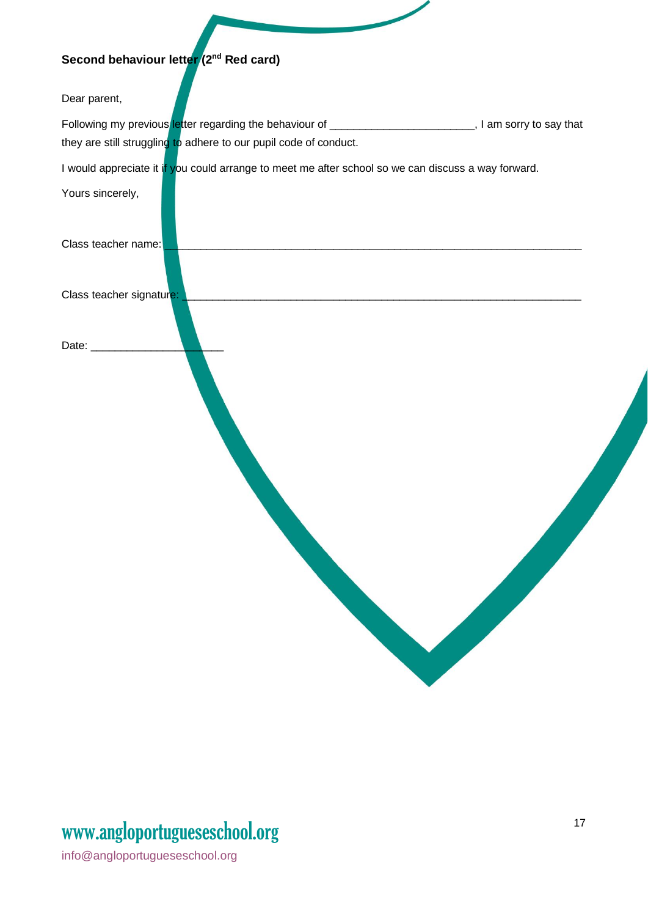**Second behaviour letter (2nd Red card)**

Dear parent,

Following my previous letter regarding the behaviour of _______________________, I am sorry to say that they are still struggling to adhere to our pupil code of conduct.

I would appreciate it if you could arrange to meet me after school so we can discuss a way forward.

Yours sincerely,

Class teacher name: ___________________________________________________________________

Class teacher signature: ________________________________________________________________

Date: _____________________

www.angloportugueseschool.org

info@angloportugueseschool.org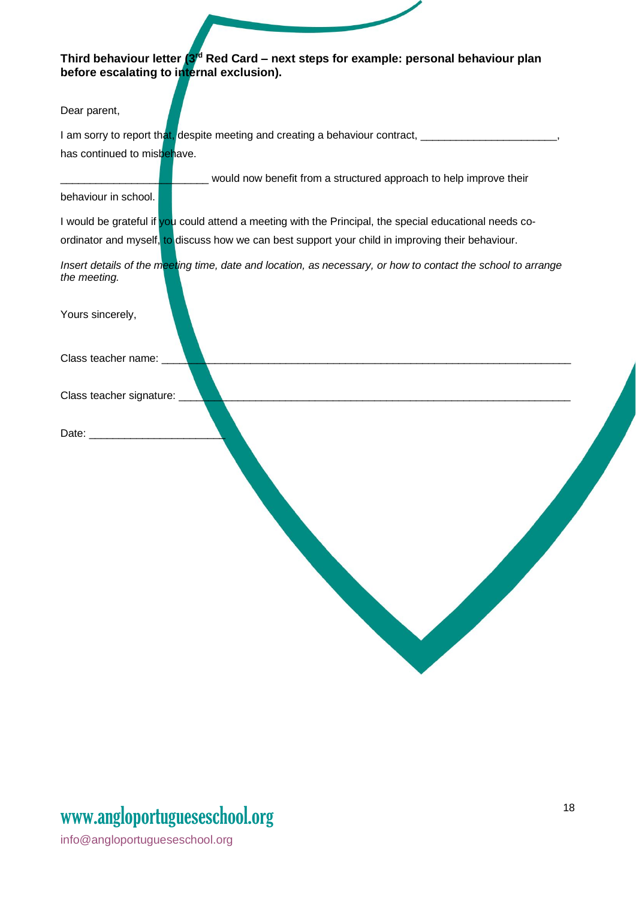**Third behaviour letter (3rd Red Card – next steps for example: personal behaviour plan before escalating to internal exclusion).**

Dear parent,

I am sorry to report that, despite meeting and creating a behaviour contract, _______________________, has continued to misbehave.

_________________________ would now benefit from a structured approach to help improve their behaviour in school.

I would be grateful if you could attend a meeting with the Principal, the special educational needs co-ordinator and myself, to discuss how we can best support your child in improving their behaviour.

*Insert details of the meeting time, date and location, as necessary, or how to contact the school to arrange the meeting.*

Yours sincerely,

Class teacher name: ______________________________________________________________________

Class teacher signature: ___________________________________________________________________

Date: _______________________

www.angloportugueseschool.org

info@angloportugueseschool.org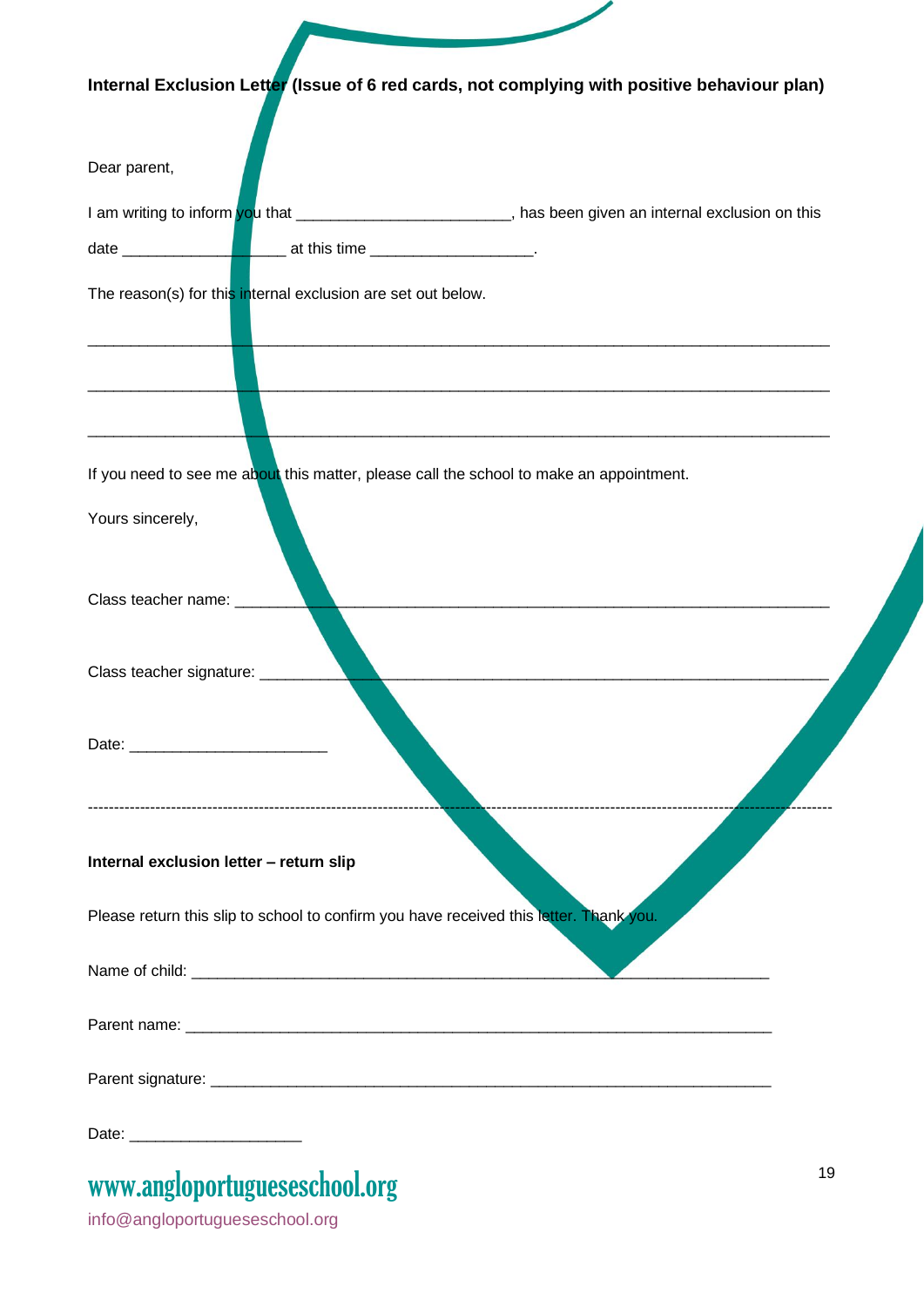**Internal Exclusion Letter (Issue of 6 red cards, not complying with positive behaviour plan)**

Dear parent,

I am writing to inform you that ________________________, has been given an internal exclusion on this date __________________ at this time __________________.

The reason(s) for this internal exclusion are set out below.

_____________________________________________________________________________________

_____________________________________________________________________________________

_____________________________________________________________________________________

If you need to see me about this matter, please call the school to make an appointment.

Yours sincerely,

Class teacher name: ____________________________________________________________________

Class teacher signature: _________________________________________________________________

Date: ______________________

---

**Internal exclusion letter – return slip**

Please return this slip to school to confirm you have received this letter. Thank you.

Name of child: _________________________________________________________________

Parent name: __________________________________________________________________

Parent signature: _______________________________________________________________

Date: ___________________

www.angloportugueseschool.org

info@angloportugueseschool.org